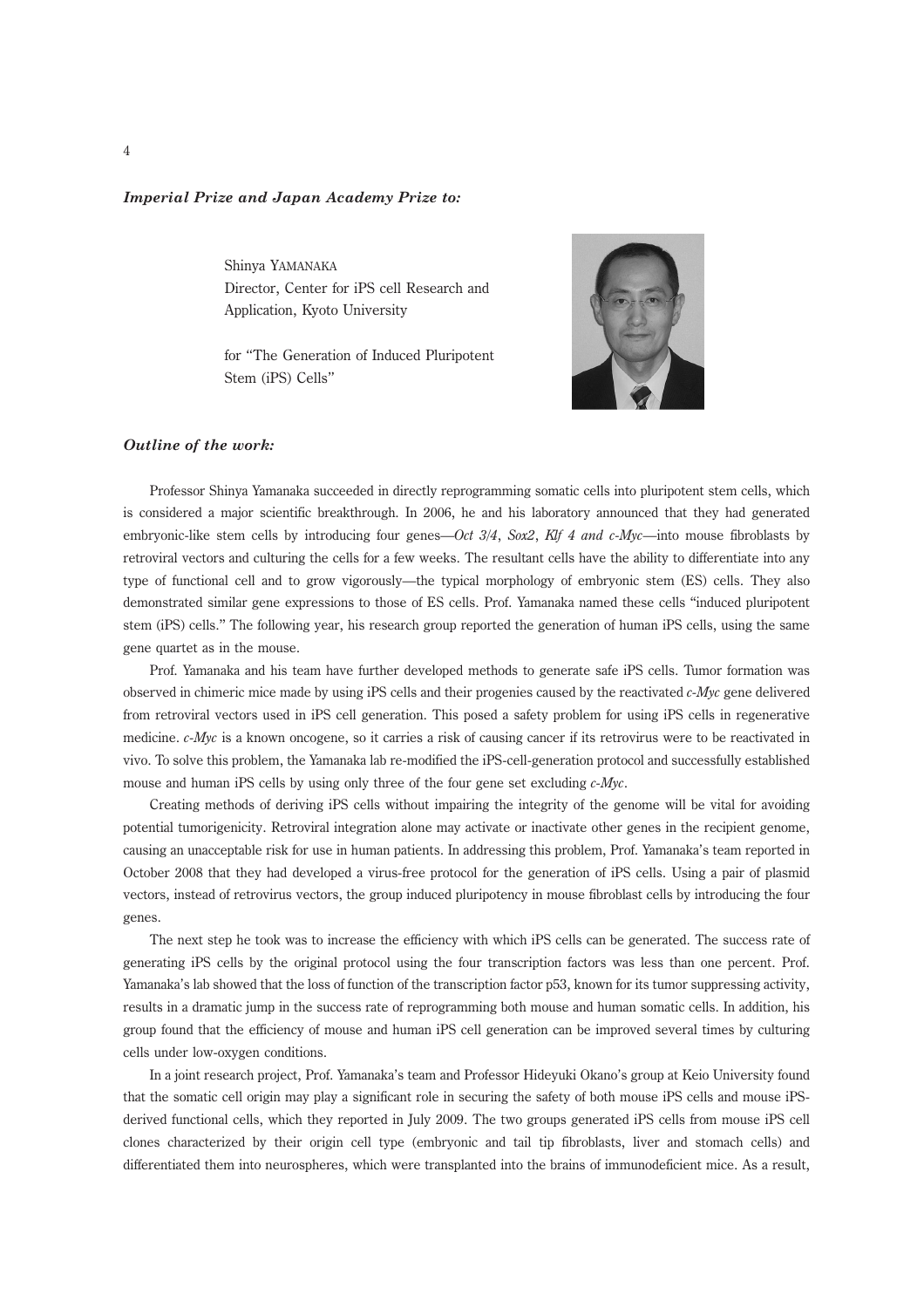***Imperial Prize and Japan Academy Prize to:***

Shinya YAMANAKA
Director, Center for iPS cell Research and Application, Kyoto University

for "The Generation of Induced Pluripotent Stem (iPS) Cells"

***Outline of the work:***

Professor Shinya Yamanaka succeeded in directly reprogramming somatic cells into pluripotent stem cells, which is considered a major scientific breakthrough. In 2006, he and his laboratory announced that they had generated embryonic-like stem cells by introducing four genes—*Oct 3/4*, *Sox2*, *Klf 4 and c-Myc*—into mouse fibroblasts by retroviral vectors and culturing the cells for a few weeks. The resultant cells have the ability to differentiate into any type of functional cell and to grow vigorously—the typical morphology of embryonic stem (ES) cells. They also demonstrated similar gene expressions to those of ES cells. Prof. Yamanaka named these cells "induced pluripotent stem (iPS) cells." The following year, his research group reported the generation of human iPS cells, using the same gene quartet as in the mouse.

Prof. Yamanaka and his team have further developed methods to generate safe iPS cells. Tumor formation was observed in chimeric mice made by using iPS cells and their progenies caused by the reactivated *c-Myc* gene delivered from retroviral vectors used in iPS cell generation. This posed a safety problem for using iPS cells in regenerative medicine. *c-Myc* is a known oncogene, so it carries a risk of causing cancer if its retrovirus were to be reactivated in vivo. To solve this problem, the Yamanaka lab re-modified the iPS-cell-generation protocol and successfully established mouse and human iPS cells by using only three of the four gene set excluding *c-Myc*.

Creating methods of deriving iPS cells without impairing the integrity of the genome will be vital for avoiding potential tumorigenicity. Retroviral integration alone may activate or inactivate other genes in the recipient genome, causing an unacceptable risk for use in human patients. In addressing this problem, Prof. Yamanaka's team reported in October 2008 that they had developed a virus-free protocol for the generation of iPS cells. Using a pair of plasmid vectors, instead of retrovirus vectors, the group induced pluripotency in mouse fibroblast cells by introducing the four genes.

The next step he took was to increase the efficiency with which iPS cells can be generated. The success rate of generating iPS cells by the original protocol using the four transcription factors was less than one percent. Prof. Yamanaka's lab showed that the loss of function of the transcription factor p53, known for its tumor suppressing activity, results in a dramatic jump in the success rate of reprogramming both mouse and human somatic cells. In addition, his group found that the efficiency of mouse and human iPS cell generation can be improved several times by culturing cells under low-oxygen conditions.

In a joint research project, Prof. Yamanaka's team and Professor Hideyuki Okano's group at Keio University found that the somatic cell origin may play a significant role in securing the safety of both mouse iPS cells and mouse iPS-derived functional cells, which they reported in July 2009. The two groups generated iPS cells from mouse iPS cell clones characterized by their origin cell type (embryonic and tail tip fibroblasts, liver and stomach cells) and differentiated them into neurospheres, which were transplanted into the brains of immunodeficient mice. As a result,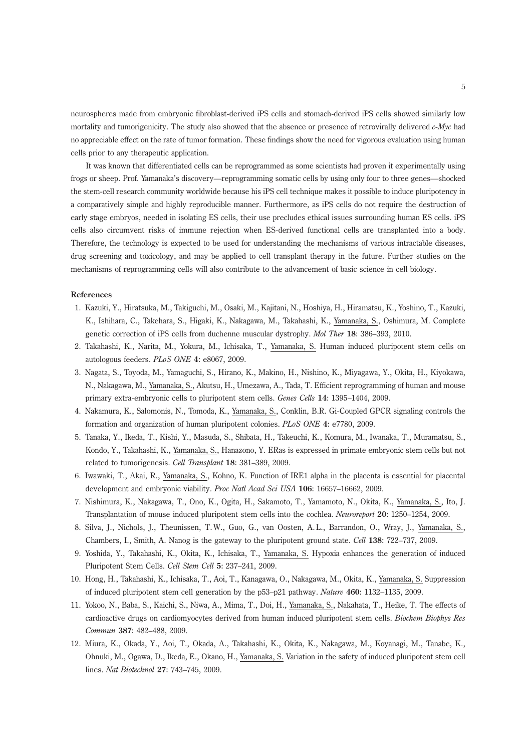neurospheres made from embryonic fibroblast-derived iPS cells and stomach-derived iPS cells showed similarly low mortality and tumorigenicity. The study also showed that the absence or presence of retrovirally delivered *c-Myc* had no appreciable effect on the rate of tumor formation. These findings show the need for vigorous evaluation using human cells prior to any therapeutic application.

It was known that differentiated cells can be reprogrammed as some scientists had proven it experimentally using frogs or sheep. Prof. Yamanaka's discovery—reprogramming somatic cells by using only four to three genes—shocked the stem-cell research community worldwide because his iPS cell technique makes it possible to induce pluripotency in a comparatively simple and highly reproducible manner. Furthermore, as iPS cells do not require the destruction of early stage embryos, needed in isolating ES cells, their use precludes ethical issues surrounding human ES cells. iPS cells also circumvent risks of immune rejection when ES-derived functional cells are transplanted into a body. Therefore, the technology is expected to be used for understanding the mechanisms of various intractable diseases, drug screening and toxicology, and may be applied to cell transplant therapy in the future. Further studies on the mechanisms of reprogramming cells will also contribute to the advancement of basic science in cell biology.

**References**

1. Kazuki, Y., Hiratsuka, M., Takiguchi, M., Osaki, M., Kajitani, N., Hoshiya, H., Hiramatsu, K., Yoshino, T., Kazuki, K., Ishihara, C., Takehara, S., Higaki, K., Nakagawa, M., Takahashi, K., Yamanaka, S., Oshimura, M. Complete genetic correction of iPS cells from duchenne muscular dystrophy. *Mol Ther* **18**: 386–393, 2010.
2. Takahashi, K., Narita, M., Yokura, M., Ichisaka, T., Yamanaka, S. Human induced pluripotent stem cells on autologous feeders. *PLoS ONE* **4**: e8067, 2009.
3. Nagata, S., Toyoda, M., Yamaguchi, S., Hirano, K., Makino, H., Nishino, K., Miyagawa, Y., Okita, H., Kiyokawa, N., Nakagawa, M., Yamanaka, S., Akutsu, H., Umezawa, A., Tada, T. Efficient reprogramming of human and mouse primary extra-embryonic cells to pluripotent stem cells. *Genes Cells* **14**: 1395–1404, 2009.
4. Nakamura, K., Salomonis, N., Tomoda, K., Yamanaka, S., Conklin, B.R. Gi-Coupled GPCR signaling controls the formation and organization of human pluripotent colonies. *PLoS ONE* **4**: e7780, 2009.
5. Tanaka, Y., Ikeda, T., Kishi, Y., Masuda, S., Shibata, H., Takeuchi, K., Komura, M., Iwanaka, T., Muramatsu, S., Kondo, Y., Takahashi, K., Yamanaka, S., Hanazono, Y. ERas is expressed in primate embryonic stem cells but not related to tumorigenesis. *Cell Transplant* **18**: 381–389, 2009.
6. Iwawaki, T., Akai, R., Yamanaka, S., Kohno, K. Function of IRE1 alpha in the placenta is essential for placental development and embryonic viability. *Proc Natl Acad Sci USA* **106**: 16657–16662, 2009.
7. Nishimura, K., Nakagawa, T., Ono, K., Ogita, H., Sakamoto, T., Yamamoto, N., Okita, K., Yamanaka, S., Ito, J. Transplantation of mouse induced pluripotent stem cells into the cochlea. *Neuroreport* **20**: 1250–1254, 2009.
8. Silva, J., Nichols, J., Theunissen, T.W., Guo, G., van Oosten, A.L., Barrandon, O., Wray, J., Yamanaka, S., Chambers, I., Smith, A. Nanog is the gateway to the pluripotent ground state. *Cell* **138**: 722–737, 2009.
9. Yoshida, Y., Takahashi, K., Okita, K., Ichisaka, T., Yamanaka, S. Hypoxia enhances the generation of induced Pluripotent Stem Cells. *Cell Stem Cell* **5**: 237–241, 2009.
10. Hong, H., Takahashi, K., Ichisaka, T., Aoi, T., Kanagawa, O., Nakagawa, M., Okita, K., Yamanaka, S. Suppression of induced pluripotent stem cell generation by the p53–p21 pathway. *Nature* **460**: 1132–1135, 2009.
11. Yokoo, N., Baba, S., Kaichi, S., Niwa, A., Mima, T., Doi, H., Yamanaka, S., Nakahata, T., Heike, T. The effects of cardioactive drugs on cardiomyocytes derived from human induced pluripotent stem cells. *Biochem Biophys Res Commun* **387**: 482–488, 2009.
12. Miura, K., Okada, Y., Aoi, T., Okada, A., Takahashi, K., Okita, K., Nakagawa, M., Koyanagi, M., Tanabe, K., Ohnuki, M., Ogawa, D., Ikeda, E., Okano, H., Yamanaka, S. Variation in the safety of induced pluripotent stem cell lines. *Nat Biotechnol* **27**: 743–745, 2009.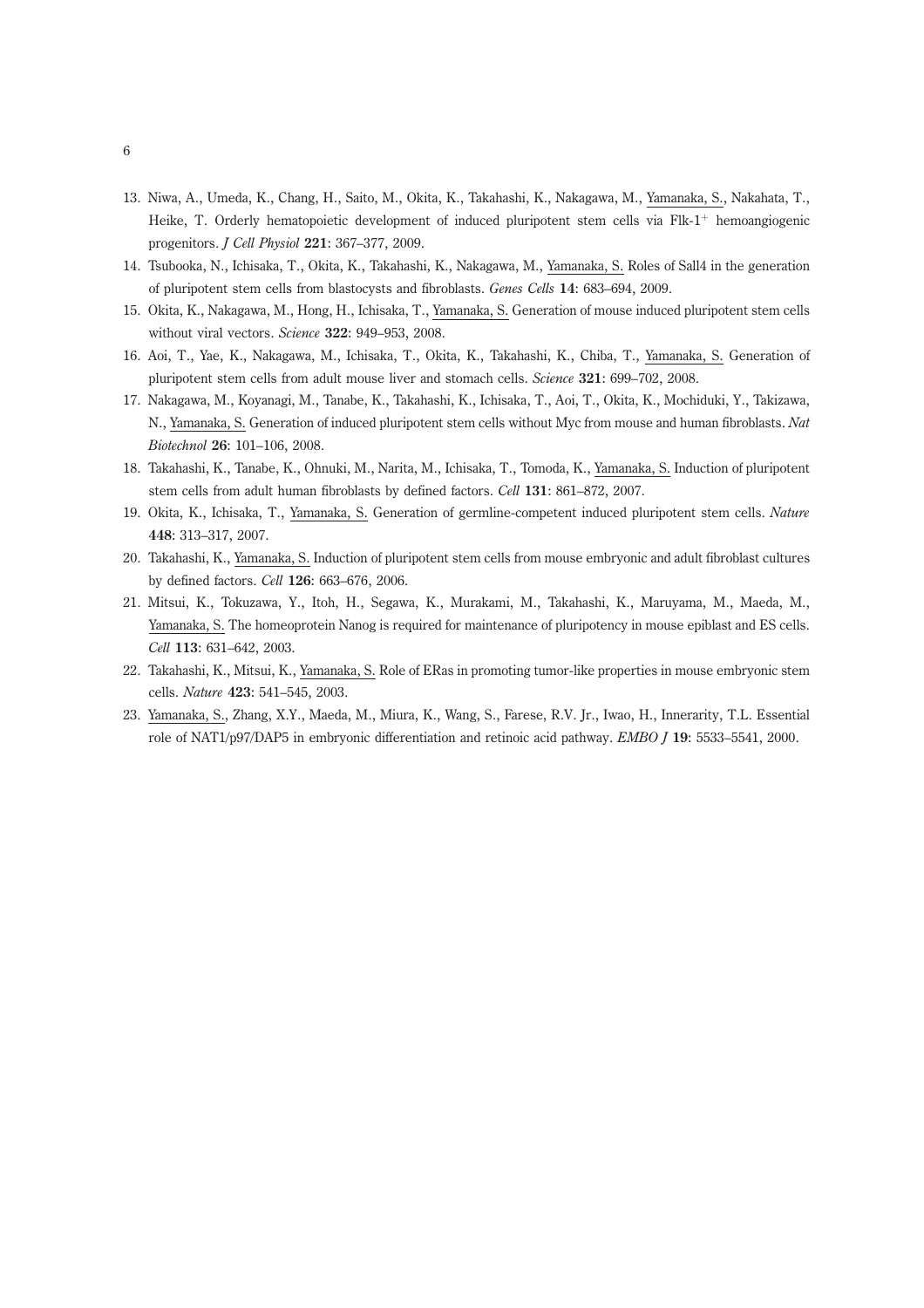13. Niwa, A., Umeda, K., Chang, H., Saito, M., Okita, K., Takahashi, K., Nakagawa, M., Yamanaka, S., Nakahata, T., Heike, T. Orderly hematopoietic development of induced pluripotent stem cells via Flk-$1^{+}$ hemoangiogenic progenitors. *J Cell Physiol* **221**: 367–377, 2009.
14. Tsubooka, N., Ichisaka, T., Okita, K., Takahashi, K., Nakagawa, M., Yamanaka, S. Roles of Sall4 in the generation of pluripotent stem cells from blastocysts and fibroblasts. *Genes Cells* **14**: 683–694, 2009.
15. Okita, K., Nakagawa, M., Hong, H., Ichisaka, T., Yamanaka, S. Generation of mouse induced pluripotent stem cells without viral vectors. *Science* **322**: 949–953, 2008.
16. Aoi, T., Yae, K., Nakagawa, M., Ichisaka, T., Okita, K., Takahashi, K., Chiba, T., Yamanaka, S. Generation of pluripotent stem cells from adult mouse liver and stomach cells. *Science* **321**: 699–702, 2008.
17. Nakagawa, M., Koyanagi, M., Tanabe, K., Takahashi, K., Ichisaka, T., Aoi, T., Okita, K., Mochiduki, Y., Takizawa, N., Yamanaka, S. Generation of induced pluripotent stem cells without Myc from mouse and human fibroblasts. *Nat Biotechnol* **26**: 101–106, 2008.
18. Takahashi, K., Tanabe, K., Ohnuki, M., Narita, M., Ichisaka, T., Tomoda, K., Yamanaka, S. Induction of pluripotent stem cells from adult human fibroblasts by defined factors. *Cell* **131**: 861–872, 2007.
19. Okita, K., Ichisaka, T., Yamanaka, S. Generation of germline-competent induced pluripotent stem cells. *Nature* **448**: 313–317, 2007.
20. Takahashi, K., Yamanaka, S. Induction of pluripotent stem cells from mouse embryonic and adult fibroblast cultures by defined factors. *Cell* **126**: 663–676, 2006.
21. Mitsui, K., Tokuzawa, Y., Itoh, H., Segawa, K., Murakami, M., Takahashi, K., Maruyama, M., Maeda, M., Yamanaka, S. The homeoprotein Nanog is required for maintenance of pluripotency in mouse epiblast and ES cells. *Cell* **113**: 631–642, 2003.
22. Takahashi, K., Mitsui, K., Yamanaka, S. Role of ERas in promoting tumor-like properties in mouse embryonic stem cells. *Nature* **423**: 541–545, 2003.
23. Yamanaka, S., Zhang, X.Y., Maeda, M., Miura, K., Wang, S., Farese, R.V. Jr., Iwao, H., Innerarity, T.L. Essential role of NAT1/p97/DAP5 in embryonic differentiation and retinoic acid pathway. *EMBO J* **19**: 5533–5541, 2000.